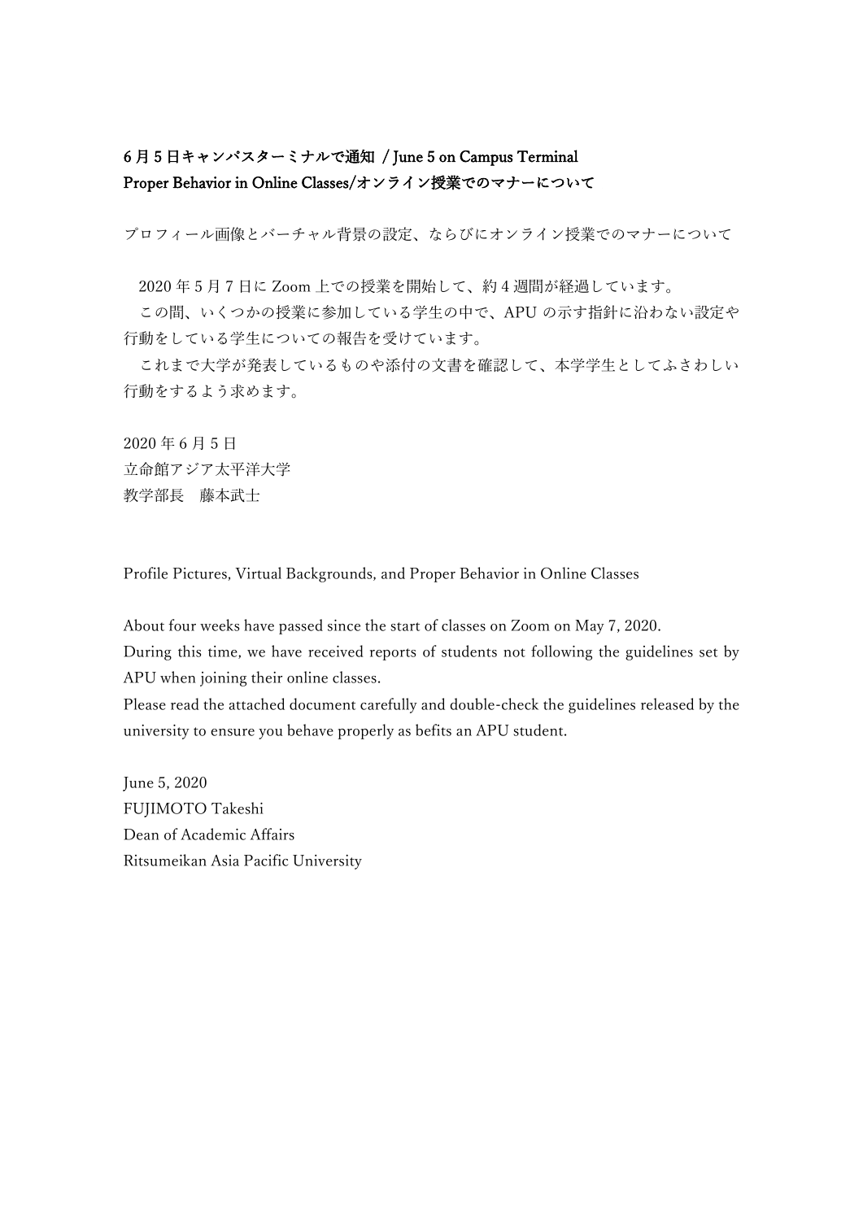**6 月 5 日キャンパスターミナルで通知 / June 5 on Campus Terminal**
**Proper Behavior in Online Classes/オンライン授業でのマナーについて**

プロフィール画像とバーチャル背景の設定、ならびにオンライン授業でのマナーについて

2020 年 5 月 7 日に Zoom 上での授業を開始して、約 4 週間が経過しています。
この間、いくつかの授業に参加している学生の中で、APU の示す指針に沿わない設定や行動をしている学生についての報告を受けています。
これまで大学が発表しているものや添付の文書を確認して、本学学生としてふさわしい行動をするよう求めます。

2020 年 6 月 5 日
立命館アジア太平洋大学
教学部長　藤本武士

Profile Pictures, Virtual Backgrounds, and Proper Behavior in Online Classes

About four weeks have passed since the start of classes on Zoom on May 7, 2020.
During this time, we have received reports of students not following the guidelines set by APU when joining their online classes.
Please read the attached document carefully and double-check the guidelines released by the university to ensure you behave properly as befits an APU student.

June 5, 2020
FUJIMOTO Takeshi
Dean of Academic Affairs
Ritsumeikan Asia Pacific University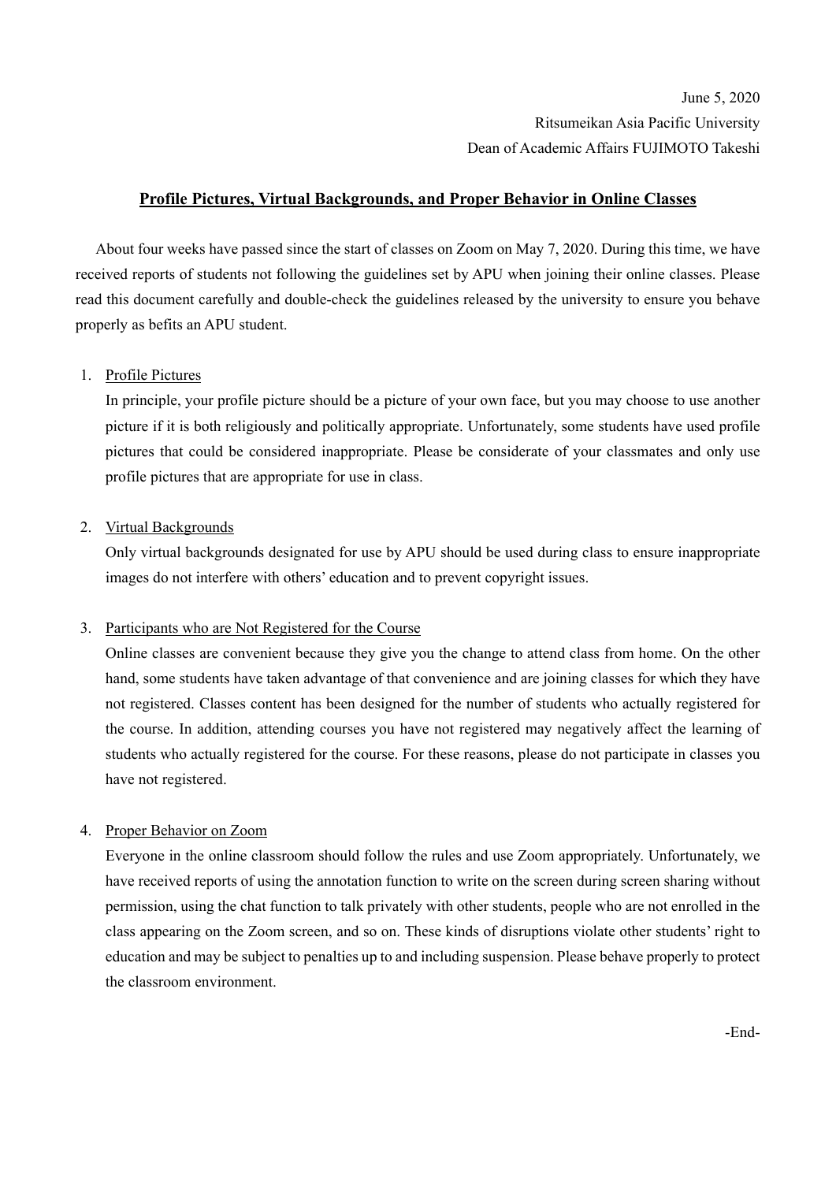June 5, 2020
Ritsumeikan Asia Pacific University
Dean of Academic Affairs FUJIMOTO Takeshi

## Profile Pictures, Virtual Backgrounds, and Proper Behavior in Online Classes

About four weeks have passed since the start of classes on Zoom on May 7, 2020. During this time, we have received reports of students not following the guidelines set by APU when joining their online classes. Please read this document carefully and double-check the guidelines released by the university to ensure you behave properly as befits an APU student.

1. Profile Pictures
   In principle, your profile picture should be a picture of your own face, but you may choose to use another picture if it is both religiously and politically appropriate. Unfortunately, some students have used profile pictures that could be considered inappropriate. Please be considerate of your classmates and only use profile pictures that are appropriate for use in class.

2. Virtual Backgrounds
   Only virtual backgrounds designated for use by APU should be used during class to ensure inappropriate images do not interfere with others' education and to prevent copyright issues.

3. Participants who are Not Registered for the Course
   Online classes are convenient because they give you the change to attend class from home. On the other hand, some students have taken advantage of that convenience and are joining classes for which they have not registered. Classes content has been designed for the number of students who actually registered for the course. In addition, attending courses you have not registered may negatively affect the learning of students who actually registered for the course. For these reasons, please do not participate in classes you have not registered.

4. Proper Behavior on Zoom
   Everyone in the online classroom should follow the rules and use Zoom appropriately. Unfortunately, we have received reports of using the annotation function to write on the screen during screen sharing without permission, using the chat function to talk privately with other students, people who are not enrolled in the class appearing on the Zoom screen, and so on. These kinds of disruptions violate other students' right to education and may be subject to penalties up to and including suspension. Please behave properly to protect the classroom environment.

-End-